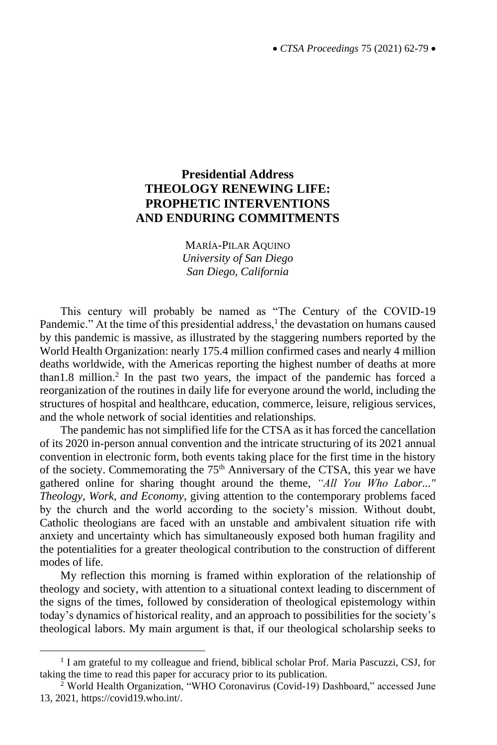**Presidential Address**

# THEOLOGY RENEWING LIFE: PROPHETIC INTERVENTIONS AND ENDURING COMMITMENTS

MARÍA-PILAR AQUINO
*University of San Diego*
*San Diego, California*

This century will probably be named as "The Century of the COVID-19 Pandemic." At the time of this presidential address,[1] the devastation on humans caused by this pandemic is massive, as illustrated by the staggering numbers reported by the World Health Organization: nearly 175.4 million confirmed cases and nearly 4 million deaths worldwide, with the Americas reporting the highest number of deaths at more than1.8 million.[2] In the past two years, the impact of the pandemic has forced a reorganization of the routines in daily life for everyone around the world, including the structures of hospital and healthcare, education, commerce, leisure, religious services, and the whole network of social identities and relationships.

The pandemic has not simplified life for the CTSA as it has forced the cancellation of its 2020 in-person annual convention and the intricate structuring of its 2021 annual convention in electronic form, both events taking place for the first time in the history of the society. Commemorating the 75th Anniversary of the CTSA, this year we have gathered online for sharing thought around the theme, *"All You Who Labor..." Theology, Work, and Economy*, giving attention to the contemporary problems faced by the church and the world according to the society's mission. Without doubt, Catholic theologians are faced with an unstable and ambivalent situation rife with anxiety and uncertainty which has simultaneously exposed both human fragility and the potentialities for a greater theological contribution to the construction of different modes of life.

My reflection this morning is framed within exploration of the relationship of theology and society, with attention to a situational context leading to discernment of the signs of the times, followed by consideration of theological epistemology within today's dynamics of historical reality, and an approach to possibilities for the society's theological labors. My main argument is that, if our theological scholarship seeks to

---

[1] I am grateful to my colleague and friend, biblical scholar Prof. Maria Pascuzzi, CSJ, for taking the time to read this paper for accuracy prior to its publication.

[2] World Health Organization, "WHO Coronavirus (Covid-19) Dashboard," accessed June 13, 2021, https://covid19.who.int/.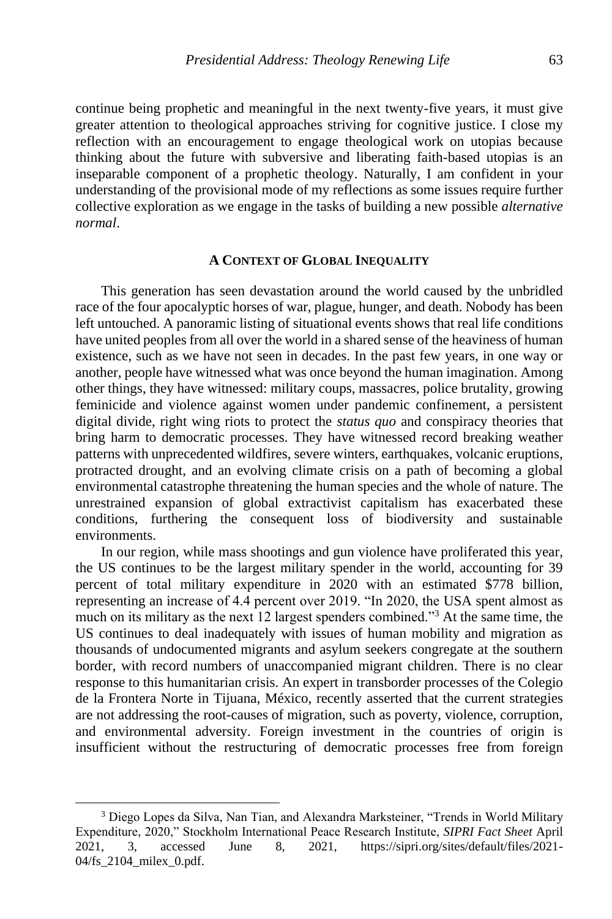continue being prophetic and meaningful in the next twenty-five years, it must give greater attention to theological approaches striving for cognitive justice. I close my reflection with an encouragement to engage theological work on utopias because thinking about the future with subversive and liberating faith-based utopias is an inseparable component of a prophetic theology. Naturally, I am confident in your understanding of the provisional mode of my reflections as some issues require further collective exploration as we engage in the tasks of building a new possible *alternative normal*.

## A Context of Global Inequality

This generation has seen devastation around the world caused by the unbridled race of the four apocalyptic horses of war, plague, hunger, and death. Nobody has been left untouched. A panoramic listing of situational events shows that real life conditions have united peoples from all over the world in a shared sense of the heaviness of human existence, such as we have not seen in decades. In the past few years, in one way or another, people have witnessed what was once beyond the human imagination. Among other things, they have witnessed: military coups, massacres, police brutality, growing feminicide and violence against women under pandemic confinement, a persistent digital divide, right wing riots to protect the *status quo* and conspiracy theories that bring harm to democratic processes. They have witnessed record breaking weather patterns with unprecedented wildfires, severe winters, earthquakes, volcanic eruptions, protracted drought, and an evolving climate crisis on a path of becoming a global environmental catastrophe threatening the human species and the whole of nature. The unrestrained expansion of global extractivist capitalism has exacerbated these conditions, furthering the consequent loss of biodiversity and sustainable environments.

In our region, while mass shootings and gun violence have proliferated this year, the US continues to be the largest military spender in the world, accounting for 39 percent of total military expenditure in 2020 with an estimated $778 billion, representing an increase of 4.4 percent over 2019. "In 2020, the USA spent almost as much on its military as the next 12 largest spenders combined."[3] At the same time, the US continues to deal inadequately with issues of human mobility and migration as thousands of undocumented migrants and asylum seekers congregate at the southern border, with record numbers of unaccompanied migrant children. There is no clear response to this humanitarian crisis. An expert in transborder processes of the Colegio de la Frontera Norte in Tijuana, México, recently asserted that the current strategies are not addressing the root-causes of migration, such as poverty, violence, corruption, and environmental adversity. Foreign investment in the countries of origin is insufficient without the restructuring of democratic processes free from foreign

---

[3] Diego Lopes da Silva, Nan Tian, and Alexandra Marksteiner, "Trends in World Military Expenditure, 2020," Stockholm International Peace Research Institute, *SIPRI Fact Sheet* April 2021, 3, accessed June 8, 2021, https://sipri.org/sites/default/files/2021-04/fs_2104_milex_0.pdf.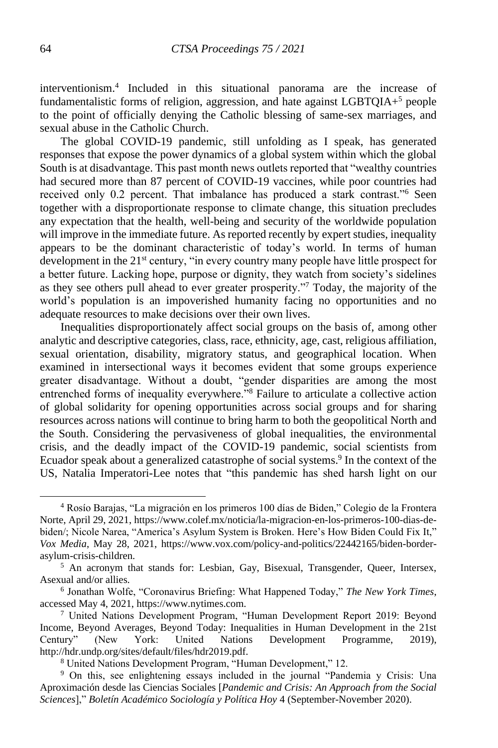interventionism.[4] Included in this situational panorama are the increase of fundamentalistic forms of religion, aggression, and hate against LGBTQIA+[5] people to the point of officially denying the Catholic blessing of same-sex marriages, and sexual abuse in the Catholic Church.

The global COVID-19 pandemic, still unfolding as I speak, has generated responses that expose the power dynamics of a global system within which the global South is at disadvantage. This past month news outlets reported that "wealthy countries had secured more than 87 percent of COVID-19 vaccines, while poor countries had received only 0.2 percent. That imbalance has produced a stark contrast."[6] Seen together with a disproportionate response to climate change, this situation precludes any expectation that the health, well-being and security of the worldwide population will improve in the immediate future. As reported recently by expert studies, inequality appears to be the dominant characteristic of today's world. In terms of human development in the 21st century, "in every country many people have little prospect for a better future. Lacking hope, purpose or dignity, they watch from society's sidelines as they see others pull ahead to ever greater prosperity."[7] Today, the majority of the world's population is an impoverished humanity facing no opportunities and no adequate resources to make decisions over their own lives.

Inequalities disproportionately affect social groups on the basis of, among other analytic and descriptive categories, class, race, ethnicity, age, cast, religious affiliation, sexual orientation, disability, migratory status, and geographical location. When examined in intersectional ways it becomes evident that some groups experience greater disadvantage. Without a doubt, "gender disparities are among the most entrenched forms of inequality everywhere."[8] Failure to articulate a collective action of global solidarity for opening opportunities across social groups and for sharing resources across nations will continue to bring harm to both the geopolitical North and the South. Considering the pervasiveness of global inequalities, the environmental crisis, and the deadly impact of the COVID-19 pandemic, social scientists from Ecuador speak about a generalized catastrophe of social systems.[9] In the context of the US, Natalia Imperatori-Lee notes that "this pandemic has shed harsh light on our

---

[4] Rosío Barajas, "La migración en los primeros 100 días de Biden," Colegio de la Frontera Norte, April 29, 2021, https://www.colef.mx/noticia/la-migracion-en-los-primeros-100-dias-de-biden/; Nicole Narea, "America's Asylum System is Broken. Here's How Biden Could Fix It," *Vox Media*, May 28, 2021, https://www.vox.com/policy-and-politics/22442165/biden-border-asylum-crisis-children.

[5] An acronym that stands for: Lesbian, Gay, Bisexual, Transgender, Queer, Intersex, Asexual and/or allies.

[6] Jonathan Wolfe, "Coronavirus Briefing: What Happened Today," *The New York Times*, accessed May 4, 2021, https://www.nytimes.com.

[7] United Nations Development Program, "Human Development Report 2019: Beyond Income, Beyond Averages, Beyond Today: Inequalities in Human Development in the 21st Century" (New York: United Nations Development Programme, 2019), http://hdr.undp.org/sites/default/files/hdr2019.pdf.

[8] United Nations Development Program, "Human Development," 12.

[9] On this, see enlightening essays included in the journal "Pandemia y Crisis: Una Aproximación desde las Ciencias Sociales [*Pandemic and Crisis: An Approach from the Social Sciences*]," *Boletín Académico Sociología y Política Hoy* 4 (September-November 2020).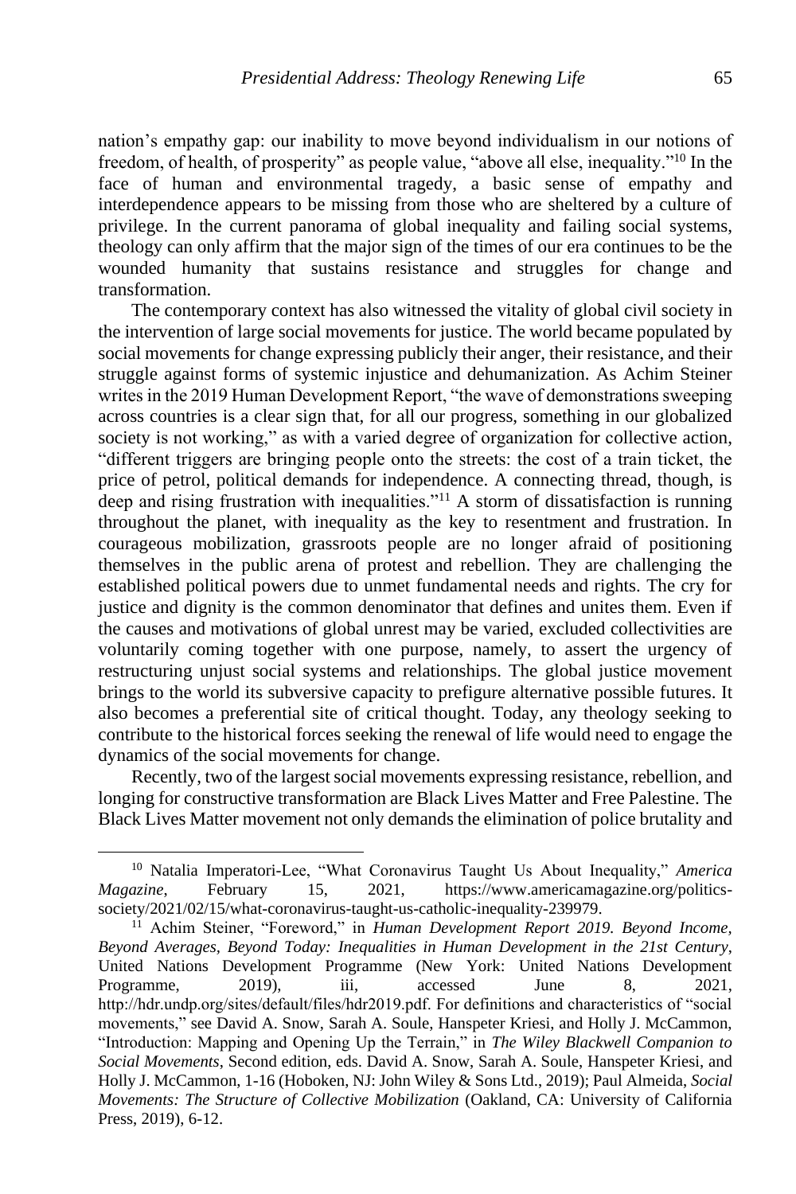nation's empathy gap: our inability to move beyond individualism in our notions of freedom, of health, of prosperity" as people value, "above all else, inequality."[10] In the face of human and environmental tragedy, a basic sense of empathy and interdependence appears to be missing from those who are sheltered by a culture of privilege. In the current panorama of global inequality and failing social systems, theology can only affirm that the major sign of the times of our era continues to be the wounded humanity that sustains resistance and struggles for change and transformation.

The contemporary context has also witnessed the vitality of global civil society in the intervention of large social movements for justice. The world became populated by social movements for change expressing publicly their anger, their resistance, and their struggle against forms of systemic injustice and dehumanization. As Achim Steiner writes in the 2019 Human Development Report, "the wave of demonstrations sweeping across countries is a clear sign that, for all our progress, something in our globalized society is not working," as with a varied degree of organization for collective action, "different triggers are bringing people onto the streets: the cost of a train ticket, the price of petrol, political demands for independence. A connecting thread, though, is deep and rising frustration with inequalities."[11] A storm of dissatisfaction is running throughout the planet, with inequality as the key to resentment and frustration. In courageous mobilization, grassroots people are no longer afraid of positioning themselves in the public arena of protest and rebellion. They are challenging the established political powers due to unmet fundamental needs and rights. The cry for justice and dignity is the common denominator that defines and unites them. Even if the causes and motivations of global unrest may be varied, excluded collectivities are voluntarily coming together with one purpose, namely, to assert the urgency of restructuring unjust social systems and relationships. The global justice movement brings to the world its subversive capacity to prefigure alternative possible futures. It also becomes a preferential site of critical thought. Today, any theology seeking to contribute to the historical forces seeking the renewal of life would need to engage the dynamics of the social movements for change.

Recently, two of the largest social movements expressing resistance, rebellion, and longing for constructive transformation are Black Lives Matter and Free Palestine. The Black Lives Matter movement not only demands the elimination of police brutality and

---

[10] Natalia Imperatori-Lee, "What Coronavirus Taught Us About Inequality," *America Magazine*, February 15, 2021, https://www.americamagazine.org/politics-society/2021/02/15/what-coronavirus-taught-us-catholic-inequality-239979.

[11] Achim Steiner, "Foreword," in *Human Development Report 2019. Beyond Income, Beyond Averages, Beyond Today: Inequalities in Human Development in the 21st Century*, United Nations Development Programme (New York: United Nations Development Programme, 2019), iii, accessed June 8, 2021, http://hdr.undp.org/sites/default/files/hdr2019.pdf. For definitions and characteristics of "social movements," see David A. Snow, Sarah A. Soule, Hanspeter Kriesi, and Holly J. McCammon, "Introduction: Mapping and Opening Up the Terrain," in *The Wiley Blackwell Companion to Social Movements*, Second edition, eds. David A. Snow, Sarah A. Soule, Hanspeter Kriesi, and Holly J. McCammon, 1-16 (Hoboken, NJ: John Wiley & Sons Ltd., 2019); Paul Almeida, *Social Movements: The Structure of Collective Mobilization* (Oakland, CA: University of California Press, 2019), 6-12.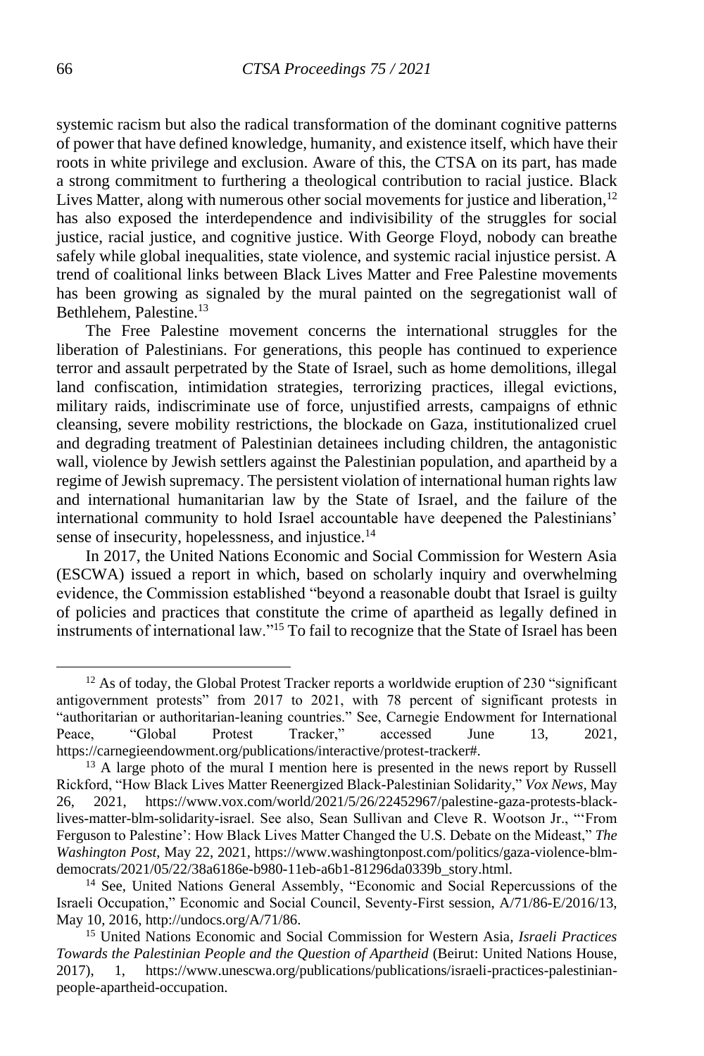systemic racism but also the radical transformation of the dominant cognitive patterns of power that have defined knowledge, humanity, and existence itself, which have their roots in white privilege and exclusion. Aware of this, the CTSA on its part, has made a strong commitment to furthering a theological contribution to racial justice. Black Lives Matter, along with numerous other social movements for justice and liberation,[12] has also exposed the interdependence and indivisibility of the struggles for social justice, racial justice, and cognitive justice. With George Floyd, nobody can breathe safely while global inequalities, state violence, and systemic racial injustice persist. A trend of coalitional links between Black Lives Matter and Free Palestine movements has been growing as signaled by the mural painted on the segregationist wall of Bethlehem, Palestine.[13]

The Free Palestine movement concerns the international struggles for the liberation of Palestinians. For generations, this people has continued to experience terror and assault perpetrated by the State of Israel, such as home demolitions, illegal land confiscation, intimidation strategies, terrorizing practices, illegal evictions, military raids, indiscriminate use of force, unjustified arrests, campaigns of ethnic cleansing, severe mobility restrictions, the blockade on Gaza, institutionalized cruel and degrading treatment of Palestinian detainees including children, the antagonistic wall, violence by Jewish settlers against the Palestinian population, and apartheid by a regime of Jewish supremacy. The persistent violation of international human rights law and international humanitarian law by the State of Israel, and the failure of the international community to hold Israel accountable have deepened the Palestinians' sense of insecurity, hopelessness, and injustice.[14]

In 2017, the United Nations Economic and Social Commission for Western Asia (ESCWA) issued a report in which, based on scholarly inquiry and overwhelming evidence, the Commission established "beyond a reasonable doubt that Israel is guilty of policies and practices that constitute the crime of apartheid as legally defined in instruments of international law."[15] To fail to recognize that the State of Israel has been

---

[12] As of today, the Global Protest Tracker reports a worldwide eruption of 230 "significant antigovernment protests" from 2017 to 2021, with 78 percent of significant protests in "authoritarian or authoritarian-leaning countries." See, Carnegie Endowment for International Peace, "Global Protest Tracker," accessed June 13, 2021, https://carnegieendowment.org/publications/interactive/protest-tracker#.

[13] A large photo of the mural I mention here is presented in the news report by Russell Rickford, "How Black Lives Matter Reenergized Black-Palestinian Solidarity," *Vox News*, May 26, 2021, https://www.vox.com/world/2021/5/26/22452967/palestine-gaza-protests-black-lives-matter-blm-solidarity-israel. See also, Sean Sullivan and Cleve R. Wootson Jr., "'From Ferguson to Palestine': How Black Lives Matter Changed the U.S. Debate on the Mideast," *The Washington Post*, May 22, 2021, https://www.washingtonpost.com/politics/gaza-violence-blm-democrats/2021/05/22/38a6186e-b980-11eb-a6b1-81296da0339b_story.html.

[14] See, United Nations General Assembly, "Economic and Social Repercussions of the Israeli Occupation," Economic and Social Council, Seventy-First session, A/71/86-E/2016/13, May 10, 2016, http://undocs.org/A/71/86.

[15] United Nations Economic and Social Commission for Western Asia, *Israeli Practices Towards the Palestinian People and the Question of Apartheid* (Beirut: United Nations House, 2017), 1, https://www.unescwa.org/publications/publications/israeli-practices-palestinian-people-apartheid-occupation.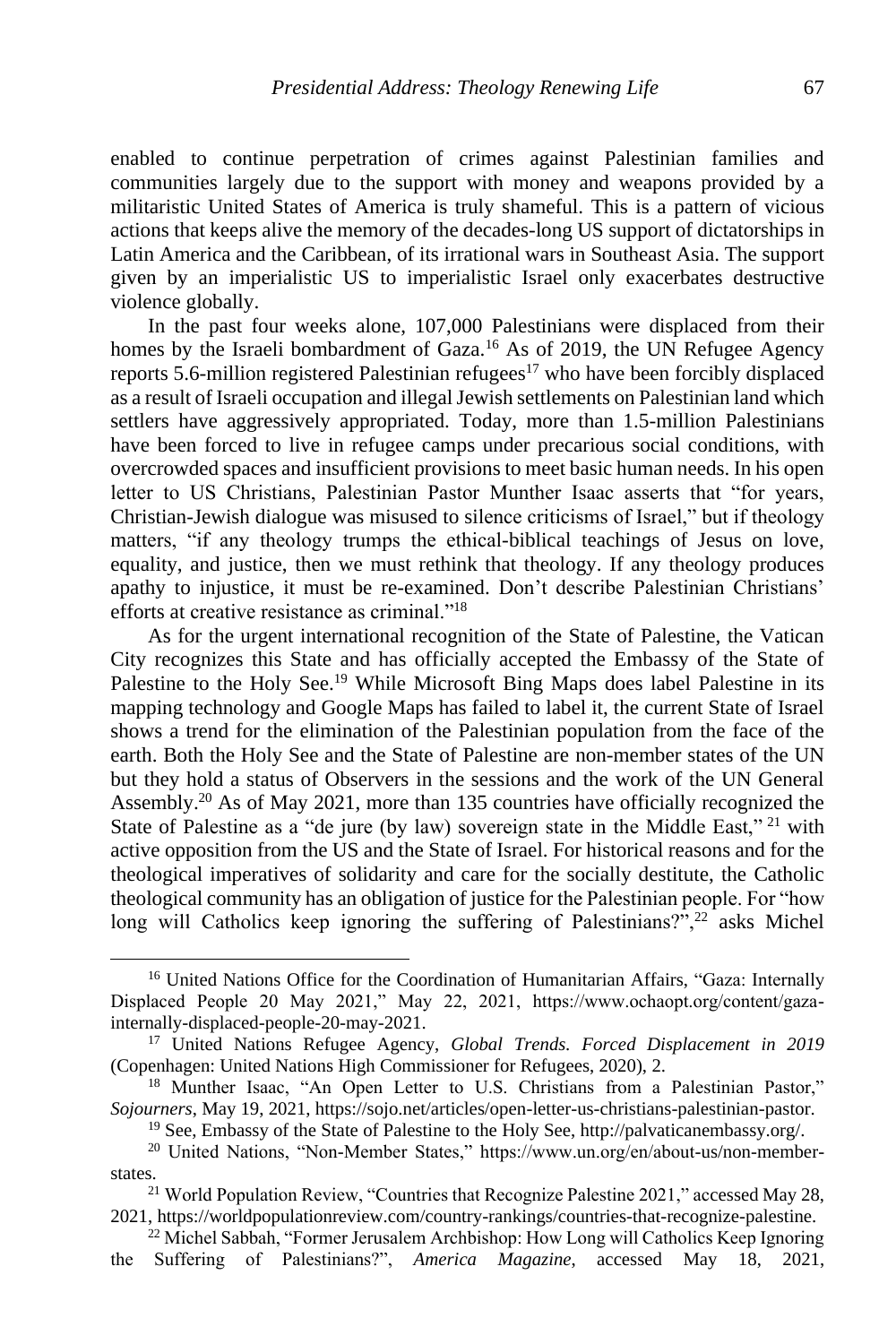enabled to continue perpetration of crimes against Palestinian families and communities largely due to the support with money and weapons provided by a militaristic United States of America is truly shameful. This is a pattern of vicious actions that keeps alive the memory of the decades-long US support of dictatorships in Latin America and the Caribbean, of its irrational wars in Southeast Asia. The support given by an imperialistic US to imperialistic Israel only exacerbates destructive violence globally.

In the past four weeks alone, 107,000 Palestinians were displaced from their homes by the Israeli bombardment of Gaza.[16] As of 2019, the UN Refugee Agency reports 5.6-million registered Palestinian refugees[17] who have been forcibly displaced as a result of Israeli occupation and illegal Jewish settlements on Palestinian land which settlers have aggressively appropriated. Today, more than 1.5-million Palestinians have been forced to live in refugee camps under precarious social conditions, with overcrowded spaces and insufficient provisions to meet basic human needs. In his open letter to US Christians, Palestinian Pastor Munther Isaac asserts that "for years, Christian-Jewish dialogue was misused to silence criticisms of Israel," but if theology matters, "if any theology trumps the ethical-biblical teachings of Jesus on love, equality, and justice, then we must rethink that theology. If any theology produces apathy to injustice, it must be re-examined. Don't describe Palestinian Christians' efforts at creative resistance as criminal."[18]

As for the urgent international recognition of the State of Palestine, the Vatican City recognizes this State and has officially accepted the Embassy of the State of Palestine to the Holy See.[19] While Microsoft Bing Maps does label Palestine in its mapping technology and Google Maps has failed to label it, the current State of Israel shows a trend for the elimination of the Palestinian population from the face of the earth. Both the Holy See and the State of Palestine are non-member states of the UN but they hold a status of Observers in the sessions and the work of the UN General Assembly.[20] As of May 2021, more than 135 countries have officially recognized the State of Palestine as a "de jure (by law) sovereign state in the Middle East,"[21] with active opposition from the US and the State of Israel. For historical reasons and for the theological imperatives of solidarity and care for the socially destitute, the Catholic theological community has an obligation of justice for the Palestinian people. For "how long will Catholics keep ignoring the suffering of Palestinians?",[22] asks Michel

---

[16] United Nations Office for the Coordination of Humanitarian Affairs, "Gaza: Internally Displaced People 20 May 2021," May 22, 2021, https://www.ochaopt.org/content/gaza-internally-displaced-people-20-may-2021.

[17] United Nations Refugee Agency, *Global Trends. Forced Displacement in 2019* (Copenhagen: United Nations High Commissioner for Refugees, 2020), 2.

[18] Munther Isaac, "An Open Letter to U.S. Christians from a Palestinian Pastor," *Sojourners*, May 19, 2021, https://sojo.net/articles/open-letter-us-christians-palestinian-pastor.

[19] See, Embassy of the State of Palestine to the Holy See, http://palvaticanembassy.org/.

[20] United Nations, "Non-Member States," https://www.un.org/en/about-us/non-member-states.

[21] World Population Review, "Countries that Recognize Palestine 2021," accessed May 28, 2021, https://worldpopulationreview.com/country-rankings/countries-that-recognize-palestine.

[22] Michel Sabbah, "Former Jerusalem Archbishop: How Long will Catholics Keep Ignoring the Suffering of Palestinians?", *America Magazine*, accessed May 18, 2021,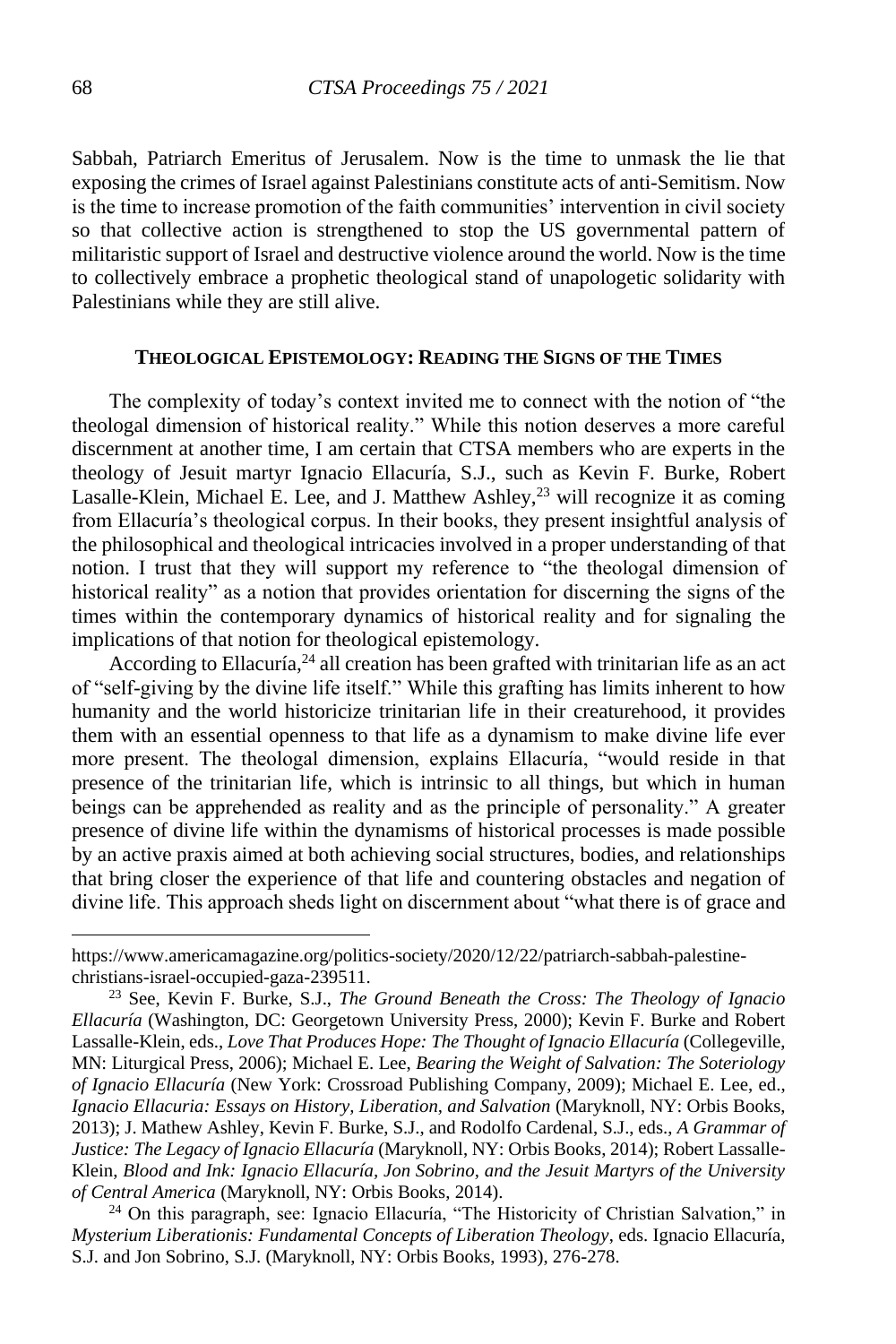Sabbah, Patriarch Emeritus of Jerusalem. Now is the time to unmask the lie that exposing the crimes of Israel against Palestinians constitute acts of anti-Semitism. Now is the time to increase promotion of the faith communities' intervention in civil society so that collective action is strengthened to stop the US governmental pattern of militaristic support of Israel and destructive violence around the world. Now is the time to collectively embrace a prophetic theological stand of unapologetic solidarity with Palestinians while they are still alive.

## Theological Epistemology: Reading the Signs of the Times

The complexity of today's context invited me to connect with the notion of "the theologal dimension of historical reality." While this notion deserves a more careful discernment at another time, I am certain that CTSA members who are experts in the theology of Jesuit martyr Ignacio Ellacuría, S.J., such as Kevin F. Burke, Robert Lasalle-Klein, Michael E. Lee, and J. Matthew Ashley,[23] will recognize it as coming from Ellacuría's theological corpus. In their books, they present insightful analysis of the philosophical and theological intricacies involved in a proper understanding of that notion. I trust that they will support my reference to "the theologal dimension of historical reality" as a notion that provides orientation for discerning the signs of the times within the contemporary dynamics of historical reality and for signaling the implications of that notion for theological epistemology.

According to Ellacuría,[24] all creation has been grafted with trinitarian life as an act of "self-giving by the divine life itself." While this grafting has limits inherent to how humanity and the world historicize trinitarian life in their creaturehood, it provides them with an essential openness to that life as a dynamism to make divine life ever more present. The theologal dimension, explains Ellacuría, "would reside in that presence of the trinitarian life, which is intrinsic to all things, but which in human beings can be apprehended as reality and as the principle of personality." A greater presence of divine life within the dynamisms of historical processes is made possible by an active praxis aimed at both achieving social structures, bodies, and relationships that bring closer the experience of that life and countering obstacles and negation of divine life. This approach sheds light on discernment about "what there is of grace and

---

https://www.americamagazine.org/politics-society/2020/12/22/patriarch-sabbah-palestine-christians-israel-occupied-gaza-239511.

[23] See, Kevin F. Burke, S.J., *The Ground Beneath the Cross: The Theology of Ignacio Ellacuría* (Washington, DC: Georgetown University Press, 2000); Kevin F. Burke and Robert Lassalle-Klein, eds., *Love That Produces Hope: The Thought of Ignacio Ellacuría* (Collegeville, MN: Liturgical Press, 2006); Michael E. Lee, *Bearing the Weight of Salvation: The Soteriology of Ignacio Ellacuría* (New York: Crossroad Publishing Company, 2009); Michael E. Lee, ed., *Ignacio Ellacuria: Essays on History, Liberation, and Salvation* (Maryknoll, NY: Orbis Books, 2013); J. Mathew Ashley, Kevin F. Burke, S.J., and Rodolfo Cardenal, S.J., eds., *A Grammar of Justice: The Legacy of Ignacio Ellacuría* (Maryknoll, NY: Orbis Books, 2014); Robert Lassalle-Klein, *Blood and Ink: Ignacio Ellacuría, Jon Sobrino, and the Jesuit Martyrs of the University of Central America* (Maryknoll, NY: Orbis Books, 2014).

[24] On this paragraph, see: Ignacio Ellacuría, "The Historicity of Christian Salvation," in *Mysterium Liberationis: Fundamental Concepts of Liberation Theology*, eds. Ignacio Ellacuría, S.J. and Jon Sobrino, S.J. (Maryknoll, NY: Orbis Books, 1993), 276-278.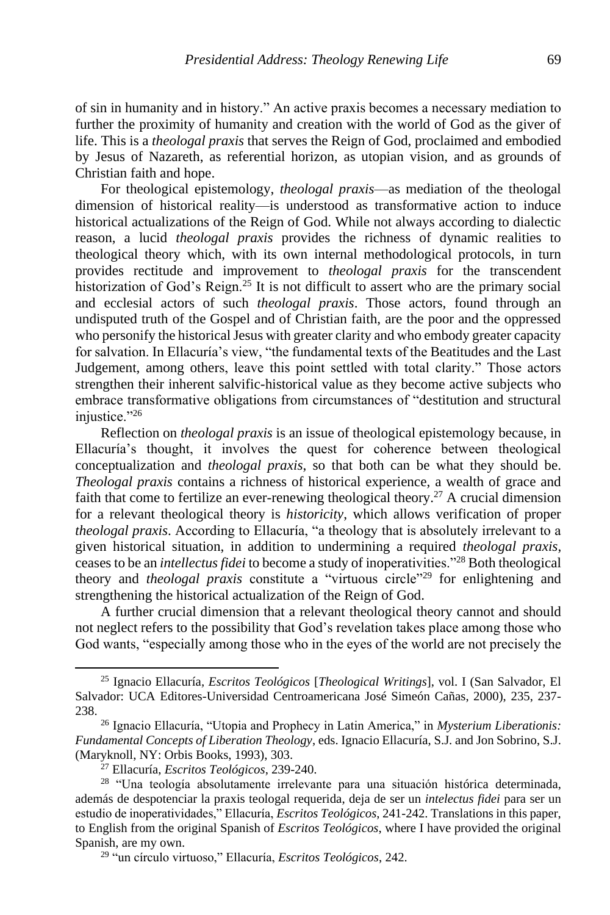of sin in humanity and in history." An active praxis becomes a necessary mediation to further the proximity of humanity and creation with the world of God as the giver of life. This is a *theologal praxis* that serves the Reign of God, proclaimed and embodied by Jesus of Nazareth, as referential horizon, as utopian vision, and as grounds of Christian faith and hope.

For theological epistemology, *theologal praxis*—as mediation of the theologal dimension of historical reality—is understood as transformative action to induce historical actualizations of the Reign of God. While not always according to dialectic reason, a lucid *theologal praxis* provides the richness of dynamic realities to theological theory which, with its own internal methodological protocols, in turn provides rectitude and improvement to *theologal praxis* for the transcendent historization of God's Reign.[25] It is not difficult to assert who are the primary social and ecclesial actors of such *theologal praxis*. Those actors, found through an undisputed truth of the Gospel and of Christian faith, are the poor and the oppressed who personify the historical Jesus with greater clarity and who embody greater capacity for salvation. In Ellacuría's view, "the fundamental texts of the Beatitudes and the Last Judgement, among others, leave this point settled with total clarity." Those actors strengthen their inherent salvific-historical value as they become active subjects who embrace transformative obligations from circumstances of "destitution and structural injustice."[26]

Reflection on *theologal praxis* is an issue of theological epistemology because, in Ellacuría's thought, it involves the quest for coherence between theological conceptualization and *theologal praxis*, so that both can be what they should be. *Theologal praxis* contains a richness of historical experience, a wealth of grace and faith that come to fertilize an ever-renewing theological theory.[27] A crucial dimension for a relevant theological theory is *historicity*, which allows verification of proper *theologal praxis*. According to Ellacuría, "a theology that is absolutely irrelevant to a given historical situation, in addition to undermining a required *theologal praxis*, ceases to be an *intellectus fidei* to become a study of inoperativities."[28] Both theological theory and *theologal praxis* constitute a "virtuous circle"[29] for enlightening and strengthening the historical actualization of the Reign of God.

A further crucial dimension that a relevant theological theory cannot and should not neglect refers to the possibility that God's revelation takes place among those who God wants, "especially among those who in the eyes of the world are not precisely the

---

[25] Ignacio Ellacuría, *Escritos Teológicos* [*Theological Writings*], vol. I (San Salvador, El Salvador: UCA Editores-Universidad Centroamericana José Simeón Cañas, 2000), 235, 237-238.

[26] Ignacio Ellacuría, "Utopia and Prophecy in Latin America," in *Mysterium Liberationis: Fundamental Concepts of Liberation Theology*, eds. Ignacio Ellacuría, S.J. and Jon Sobrino, S.J. (Maryknoll, NY: Orbis Books, 1993), 303.

[27] Ellacuría, *Escritos Teológicos*, 239-240.

[28] "Una teología absolutamente irrelevante para una situación histórica determinada, además de despotenciar la praxis teologal requerida, deja de ser un *intelectus fidei* para ser un estudio de inoperatividades," Ellacuría, *Escritos Teológicos*, 241-242. Translations in this paper, to English from the original Spanish of *Escritos Teológicos*, where I have provided the original Spanish, are my own.

[29] "un círculo virtuoso," Ellacuría, *Escritos Teológicos*, 242.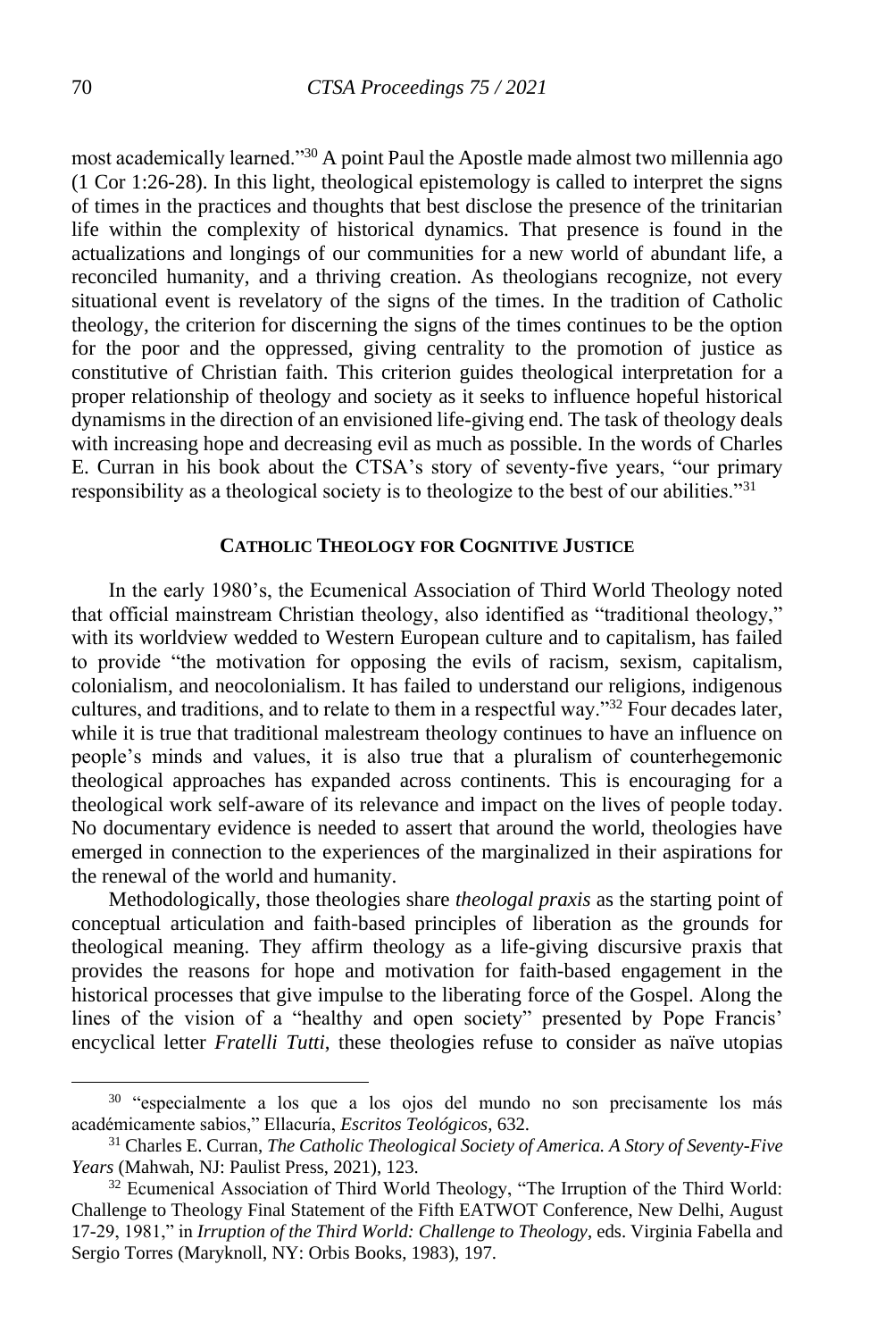most academically learned."[30] A point Paul the Apostle made almost two millennia ago (1 Cor 1:26-28). In this light, theological epistemology is called to interpret the signs of times in the practices and thoughts that best disclose the presence of the trinitarian life within the complexity of historical dynamics. That presence is found in the actualizations and longings of our communities for a new world of abundant life, a reconciled humanity, and a thriving creation. As theologians recognize, not every situational event is revelatory of the signs of the times. In the tradition of Catholic theology, the criterion for discerning the signs of the times continues to be the option for the poor and the oppressed, giving centrality to the promotion of justice as constitutive of Christian faith. This criterion guides theological interpretation for a proper relationship of theology and society as it seeks to influence hopeful historical dynamisms in the direction of an envisioned life-giving end. The task of theology deals with increasing hope and decreasing evil as much as possible. In the words of Charles E. Curran in his book about the CTSA's story of seventy-five years, "our primary responsibility as a theological society is to theologize to the best of our abilities."[31]

## Catholic Theology for Cognitive Justice

In the early 1980's, the Ecumenical Association of Third World Theology noted that official mainstream Christian theology, also identified as "traditional theology," with its worldview wedded to Western European culture and to capitalism, has failed to provide "the motivation for opposing the evils of racism, sexism, capitalism, colonialism, and neocolonialism. It has failed to understand our religions, indigenous cultures, and traditions, and to relate to them in a respectful way."[32] Four decades later, while it is true that traditional malestream theology continues to have an influence on people's minds and values, it is also true that a pluralism of counterhegemonic theological approaches has expanded across continents. This is encouraging for a theological work self-aware of its relevance and impact on the lives of people today. No documentary evidence is needed to assert that around the world, theologies have emerged in connection to the experiences of the marginalized in their aspirations for the renewal of the world and humanity.

Methodologically, those theologies share *theologal praxis* as the starting point of conceptual articulation and faith-based principles of liberation as the grounds for theological meaning. They affirm theology as a life-giving discursive praxis that provides the reasons for hope and motivation for faith-based engagement in the historical processes that give impulse to the liberating force of the Gospel. Along the lines of the vision of a "healthy and open society" presented by Pope Francis' encyclical letter *Fratelli Tutti*, these theologies refuse to consider as naïve utopias

---

[30] "especialmente a los que a los ojos del mundo no son precisamente los más académicamente sabios," Ellacuría, *Escritos Teológicos*, 632.

[31] Charles E. Curran, *The Catholic Theological Society of America. A Story of Seventy-Five Years* (Mahwah, NJ: Paulist Press, 2021), 123.

[32] Ecumenical Association of Third World Theology, "The Irruption of the Third World: Challenge to Theology Final Statement of the Fifth EATWOT Conference, New Delhi, August 17-29, 1981," in *Irruption of the Third World: Challenge to Theology*, eds. Virginia Fabella and Sergio Torres (Maryknoll, NY: Orbis Books, 1983), 197.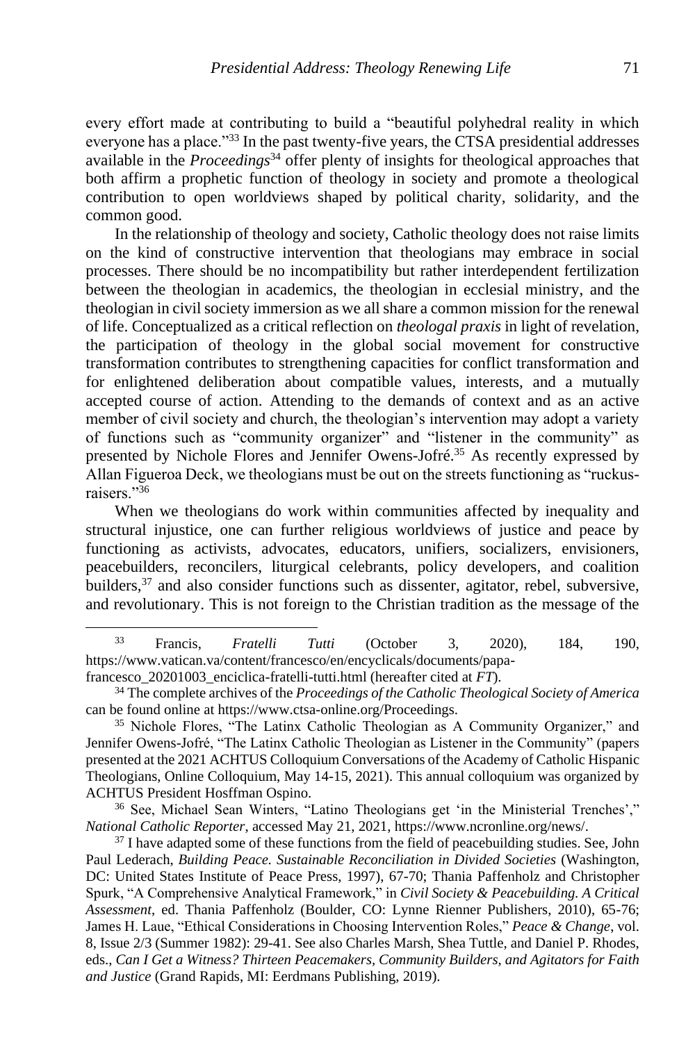every effort made at contributing to build a "beautiful polyhedral reality in which everyone has a place."[33] In the past twenty-five years, the CTSA presidential addresses available in the *Proceedings*[34] offer plenty of insights for theological approaches that both affirm a prophetic function of theology in society and promote a theological contribution to open worldviews shaped by political charity, solidarity, and the common good.

In the relationship of theology and society, Catholic theology does not raise limits on the kind of constructive intervention that theologians may embrace in social processes. There should be no incompatibility but rather interdependent fertilization between the theologian in academics, the theologian in ecclesial ministry, and the theologian in civil society immersion as we all share a common mission for the renewal of life. Conceptualized as a critical reflection on *theologal praxis* in light of revelation, the participation of theology in the global social movement for constructive transformation contributes to strengthening capacities for conflict transformation and for enlightened deliberation about compatible values, interests, and a mutually accepted course of action. Attending to the demands of context and as an active member of civil society and church, the theologian's intervention may adopt a variety of functions such as "community organizer" and "listener in the community" as presented by Nichole Flores and Jennifer Owens-Jofré.[35] As recently expressed by Allan Figueroa Deck, we theologians must be out on the streets functioning as "ruckus-raisers."[36]

When we theologians do work within communities affected by inequality and structural injustice, one can further religious worldviews of justice and peace by functioning as activists, advocates, educators, unifiers, socializers, envisioners, peacebuilders, reconcilers, liturgical celebrants, policy developers, and coalition builders,[37] and also consider functions such as dissenter, agitator, rebel, subversive, and revolutionary. This is not foreign to the Christian tradition as the message of the

---

[33] Francis, *Fratelli Tutti* (October 3, 2020), 184, 190, https://www.vatican.va/content/francesco/en/encyclicals/documents/papa-francesco_20201003_enciclica-fratelli-tutti.html (hereafter cited at *FT*).

[34] The complete archives of the *Proceedings of the Catholic Theological Society of America* can be found online at https://www.ctsa-online.org/Proceedings.

[35] Nichole Flores, "The Latinx Catholic Theologian as A Community Organizer," and Jennifer Owens-Jofré, "The Latinx Catholic Theologian as Listener in the Community" (papers presented at the 2021 ACHTUS Colloquium Conversations of the Academy of Catholic Hispanic Theologians, Online Colloquium, May 14-15, 2021). This annual colloquium was organized by ACHTUS President Hosffman Ospino.

[36] See, Michael Sean Winters, "Latino Theologians get 'in the Ministerial Trenches'," *National Catholic Reporter*, accessed May 21, 2021, https://www.ncronline.org/news/.

[37] I have adapted some of these functions from the field of peacebuilding studies. See, John Paul Lederach, *Building Peace. Sustainable Reconciliation in Divided Societies* (Washington, DC: United States Institute of Peace Press, 1997), 67-70; Thania Paffenholz and Christopher Spurk, "A Comprehensive Analytical Framework," in *Civil Society & Peacebuilding. A Critical Assessment*, ed. Thania Paffenholz (Boulder, CO: Lynne Rienner Publishers, 2010), 65-76; James H. Laue, "Ethical Considerations in Choosing Intervention Roles," *Peace & Change*, vol. 8, Issue 2/3 (Summer 1982): 29-41. See also Charles Marsh, Shea Tuttle, and Daniel P. Rhodes, eds., *Can I Get a Witness? Thirteen Peacemakers, Community Builders, and Agitators for Faith and Justice* (Grand Rapids, MI: Eerdmans Publishing, 2019).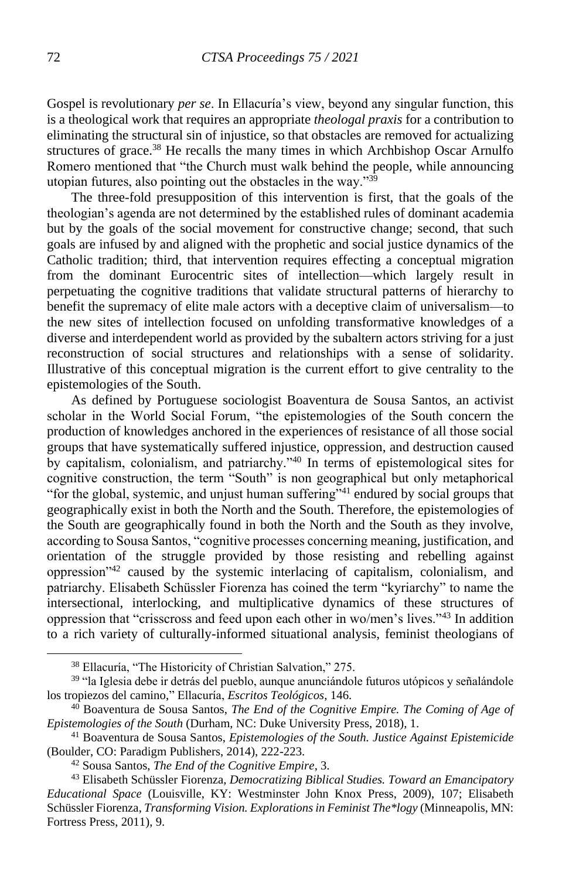Gospel is revolutionary *per se*. In Ellacuría's view, beyond any singular function, this is a theological work that requires an appropriate *theologal praxis* for a contribution to eliminating the structural sin of injustice, so that obstacles are removed for actualizing structures of grace.[38] He recalls the many times in which Archbishop Oscar Arnulfo Romero mentioned that "the Church must walk behind the people, while announcing utopian futures, also pointing out the obstacles in the way."[39]

The three-fold presupposition of this intervention is first, that the goals of the theologian's agenda are not determined by the established rules of dominant academia but by the goals of the social movement for constructive change; second, that such goals are infused by and aligned with the prophetic and social justice dynamics of the Catholic tradition; third, that intervention requires effecting a conceptual migration from the dominant Eurocentric sites of intellection—which largely result in perpetuating the cognitive traditions that validate structural patterns of hierarchy to benefit the supremacy of elite male actors with a deceptive claim of universalism—to the new sites of intellection focused on unfolding transformative knowledges of a diverse and interdependent world as provided by the subaltern actors striving for a just reconstruction of social structures and relationships with a sense of solidarity. Illustrative of this conceptual migration is the current effort to give centrality to the epistemologies of the South.

As defined by Portuguese sociologist Boaventura de Sousa Santos, an activist scholar in the World Social Forum, "the epistemologies of the South concern the production of knowledges anchored in the experiences of resistance of all those social groups that have systematically suffered injustice, oppression, and destruction caused by capitalism, colonialism, and patriarchy."[40] In terms of epistemological sites for cognitive construction, the term "South" is non geographical but only metaphorical "for the global, systemic, and unjust human suffering"[41] endured by social groups that geographically exist in both the North and the South. Therefore, the epistemologies of the South are geographically found in both the North and the South as they involve, according to Sousa Santos, "cognitive processes concerning meaning, justification, and orientation of the struggle provided by those resisting and rebelling against oppression"[42] caused by the systemic interlacing of capitalism, colonialism, and patriarchy. Elisabeth Schüssler Fiorenza has coined the term "kyriarchy" to name the intersectional, interlocking, and multiplicative dynamics of these structures of oppression that "crisscross and feed upon each other in wo/men's lives."[43] In addition to a rich variety of culturally-informed situational analysis, feminist theologians of

---

[38] Ellacuría, "The Historicity of Christian Salvation," 275.

[39] "la Iglesia debe ir detrás del pueblo, aunque anunciándole futuros utópicos y señalándole los tropiezos del camino," Ellacuría, *Escritos Teológicos*, 146.

[40] Boaventura de Sousa Santos, *The End of the Cognitive Empire. The Coming of Age of Epistemologies of the South* (Durham, NC: Duke University Press, 2018), 1.

[41] Boaventura de Sousa Santos, *Epistemologies of the South. Justice Against Epistemicide* (Boulder, CO: Paradigm Publishers, 2014), 222-223.

[42] Sousa Santos, *The End of the Cognitive Empire*, 3.

[43] Elisabeth Schüssler Fiorenza, *Democratizing Biblical Studies. Toward an Emancipatory Educational Space* (Louisville, KY: Westminster John Knox Press, 2009), 107; Elisabeth Schüssler Fiorenza, *Transforming Vision. Explorations in Feminist The*logy* (Minneapolis, MN: Fortress Press, 2011), 9.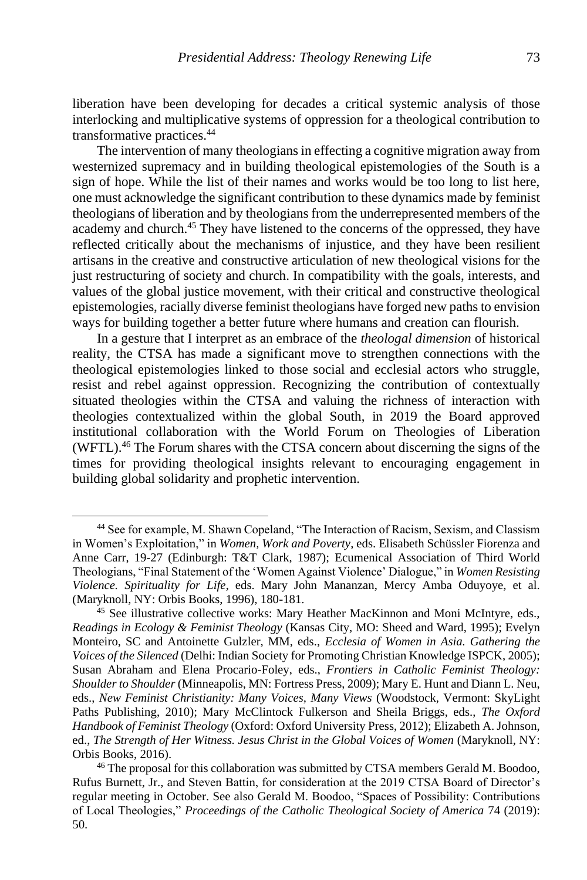liberation have been developing for decades a critical systemic analysis of those interlocking and multiplicative systems of oppression for a theological contribution to transformative practices.[44]

The intervention of many theologians in effecting a cognitive migration away from westernized supremacy and in building theological epistemologies of the South is a sign of hope. While the list of their names and works would be too long to list here, one must acknowledge the significant contribution to these dynamics made by feminist theologians of liberation and by theologians from the underrepresented members of the academy and church.[45] They have listened to the concerns of the oppressed, they have reflected critically about the mechanisms of injustice, and they have been resilient artisans in the creative and constructive articulation of new theological visions for the just restructuring of society and church. In compatibility with the goals, interests, and values of the global justice movement, with their critical and constructive theological epistemologies, racially diverse feminist theologians have forged new paths to envision ways for building together a better future where humans and creation can flourish.

In a gesture that I interpret as an embrace of the *theologal dimension* of historical reality, the CTSA has made a significant move to strengthen connections with the theological epistemologies linked to those social and ecclesial actors who struggle, resist and rebel against oppression. Recognizing the contribution of contextually situated theologies within the CTSA and valuing the richness of interaction with theologies contextualized within the global South, in 2019 the Board approved institutional collaboration with the World Forum on Theologies of Liberation (WFTL).[46] The Forum shares with the CTSA concern about discerning the signs of the times for providing theological insights relevant to encouraging engagement in building global solidarity and prophetic intervention.

---

[44] See for example, M. Shawn Copeland, "The Interaction of Racism, Sexism, and Classism in Women's Exploitation," in *Women, Work and Poverty*, eds. Elisabeth Schüssler Fiorenza and Anne Carr, 19-27 (Edinburgh: T&T Clark, 1987); Ecumenical Association of Third World Theologians, "Final Statement of the 'Women Against Violence' Dialogue," in *Women Resisting Violence. Spirituality for Life*, eds. Mary John Mananzan, Mercy Amba Oduyoye, et al. (Maryknoll, NY: Orbis Books, 1996), 180-181.

[45] See illustrative collective works: Mary Heather MacKinnon and Moni McIntyre, eds., *Readings in Ecology & Feminist Theology* (Kansas City, MO: Sheed and Ward, 1995); Evelyn Monteiro, SC and Antoinette Gulzler, MM, eds., *Ecclesia of Women in Asia. Gathering the Voices of the Silenced* (Delhi: Indian Society for Promoting Christian Knowledge ISPCK, 2005); Susan Abraham and Elena Procario-Foley, eds., *Frontiers in Catholic Feminist Theology: Shoulder to Shoulder* (Minneapolis, MN: Fortress Press, 2009); Mary E. Hunt and Diann L. Neu, eds., *New Feminist Christianity: Many Voices, Many Views* (Woodstock, Vermont: SkyLight Paths Publishing, 2010); Mary McClintock Fulkerson and Sheila Briggs, eds., *The Oxford Handbook of Feminist Theology* (Oxford: Oxford University Press, 2012); Elizabeth A. Johnson, ed., *The Strength of Her Witness. Jesus Christ in the Global Voices of Women* (Maryknoll, NY: Orbis Books, 2016).

[46] The proposal for this collaboration was submitted by CTSA members Gerald M. Boodoo, Rufus Burnett, Jr., and Steven Battin, for consideration at the 2019 CTSA Board of Director's regular meeting in October. See also Gerald M. Boodoo, "Spaces of Possibility: Contributions of Local Theologies," *Proceedings of the Catholic Theological Society of America* 74 (2019): 50.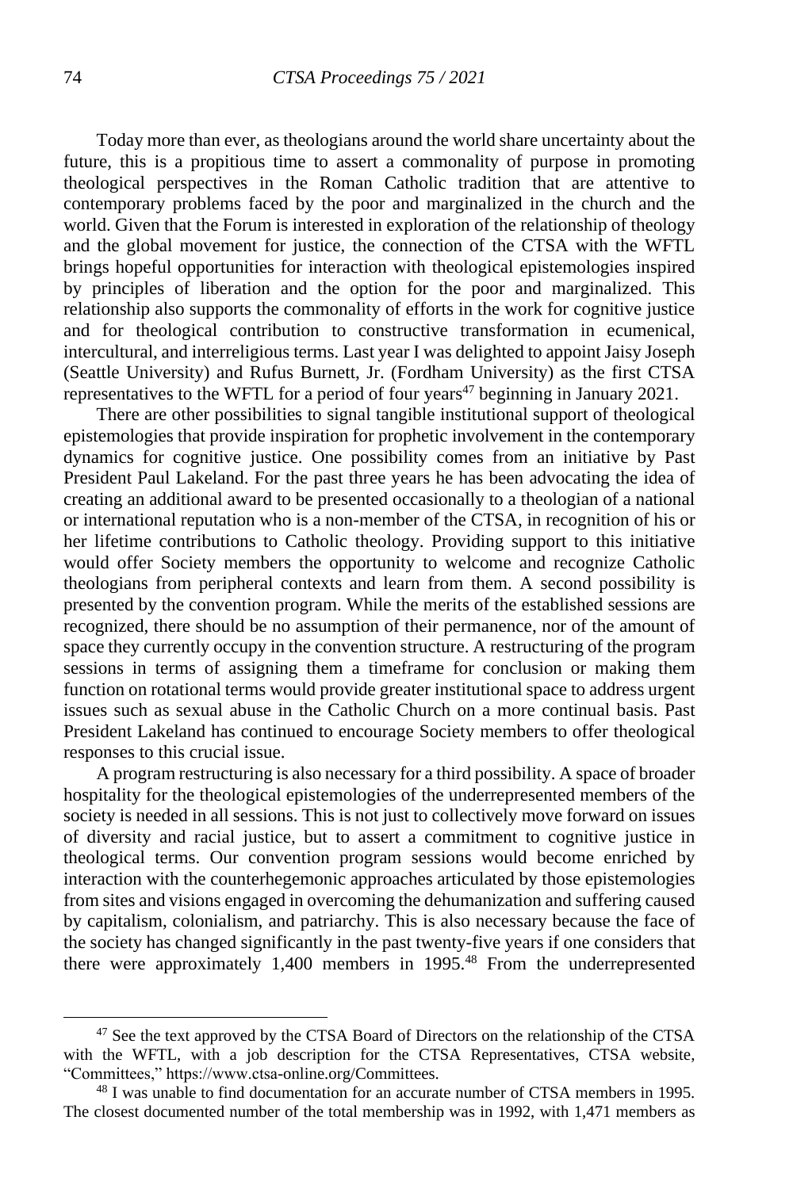Today more than ever, as theologians around the world share uncertainty about the future, this is a propitious time to assert a commonality of purpose in promoting theological perspectives in the Roman Catholic tradition that are attentive to contemporary problems faced by the poor and marginalized in the church and the world. Given that the Forum is interested in exploration of the relationship of theology and the global movement for justice, the connection of the CTSA with the WFTL brings hopeful opportunities for interaction with theological epistemologies inspired by principles of liberation and the option for the poor and marginalized. This relationship also supports the commonality of efforts in the work for cognitive justice and for theological contribution to constructive transformation in ecumenical, intercultural, and interreligious terms. Last year I was delighted to appoint Jaisy Joseph (Seattle University) and Rufus Burnett, Jr. (Fordham University) as the first CTSA representatives to the WFTL for a period of four years[47] beginning in January 2021.

There are other possibilities to signal tangible institutional support of theological epistemologies that provide inspiration for prophetic involvement in the contemporary dynamics for cognitive justice. One possibility comes from an initiative by Past President Paul Lakeland. For the past three years he has been advocating the idea of creating an additional award to be presented occasionally to a theologian of a national or international reputation who is a non-member of the CTSA, in recognition of his or her lifetime contributions to Catholic theology. Providing support to this initiative would offer Society members the opportunity to welcome and recognize Catholic theologians from peripheral contexts and learn from them. A second possibility is presented by the convention program. While the merits of the established sessions are recognized, there should be no assumption of their permanence, nor of the amount of space they currently occupy in the convention structure. A restructuring of the program sessions in terms of assigning them a timeframe for conclusion or making them function on rotational terms would provide greater institutional space to address urgent issues such as sexual abuse in the Catholic Church on a more continual basis. Past President Lakeland has continued to encourage Society members to offer theological responses to this crucial issue.

A program restructuring is also necessary for a third possibility. A space of broader hospitality for the theological epistemologies of the underrepresented members of the society is needed in all sessions. This is not just to collectively move forward on issues of diversity and racial justice, but to assert a commitment to cognitive justice in theological terms. Our convention program sessions would become enriched by interaction with the counterhegemonic approaches articulated by those epistemologies from sites and visions engaged in overcoming the dehumanization and suffering caused by capitalism, colonialism, and patriarchy. This is also necessary because the face of the society has changed significantly in the past twenty-five years if one considers that there were approximately 1,400 members in 1995.[48] From the underrepresented

---

[47] See the text approved by the CTSA Board of Directors on the relationship of the CTSA with the WFTL, with a job description for the CTSA Representatives, CTSA website, "Committees," https://www.ctsa-online.org/Committees.

[48] I was unable to find documentation for an accurate number of CTSA members in 1995. The closest documented number of the total membership was in 1992, with 1,471 members as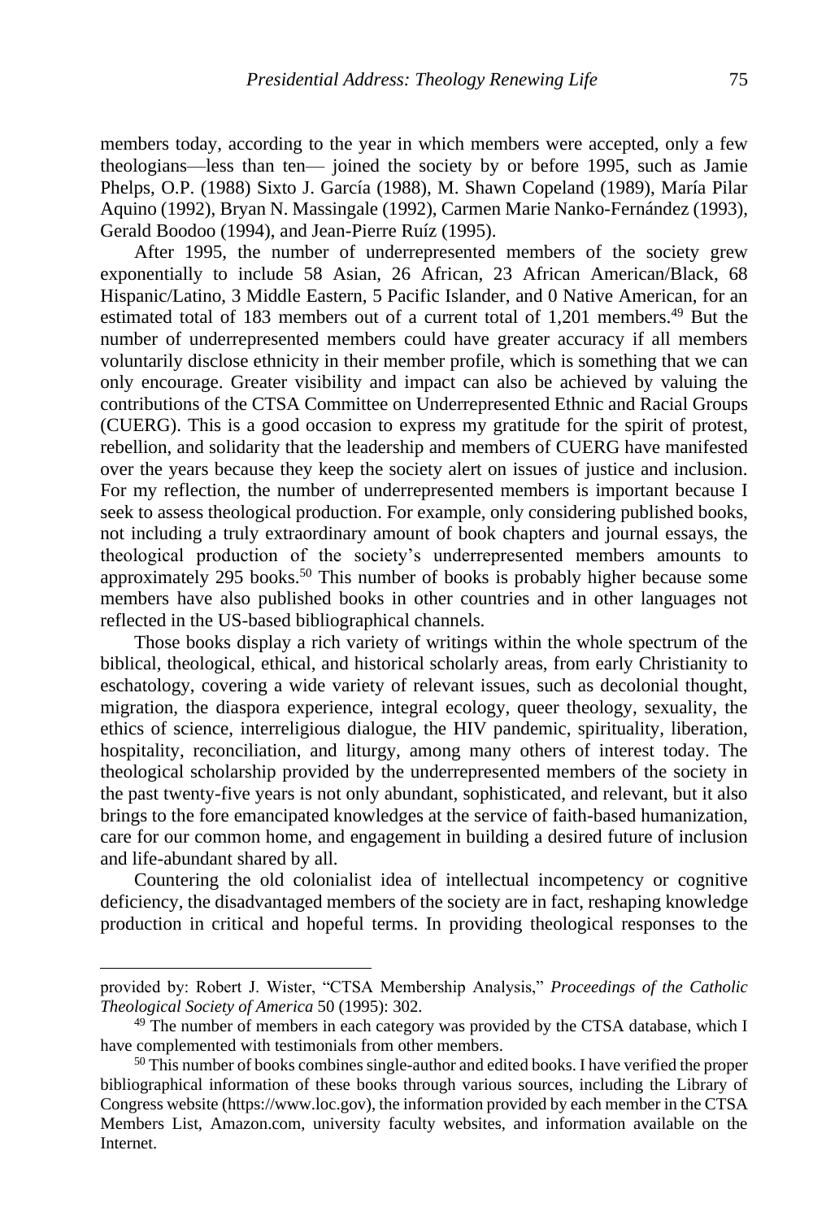members today, according to the year in which members were accepted, only a few theologians—less than ten— joined the society by or before 1995, such as Jamie Phelps, O.P. (1988) Sixto J. García (1988), M. Shawn Copeland (1989), María Pilar Aquino (1992), Bryan N. Massingale (1992), Carmen Marie Nanko-Fernández (1993), Gerald Boodoo (1994), and Jean-Pierre Ruíz (1995).

After 1995, the number of underrepresented members of the society grew exponentially to include 58 Asian, 26 African, 23 African American/Black, 68 Hispanic/Latino, 3 Middle Eastern, 5 Pacific Islander, and 0 Native American, for an estimated total of 183 members out of a current total of 1,201 members.[49] But the number of underrepresented members could have greater accuracy if all members voluntarily disclose ethnicity in their member profile, which is something that we can only encourage. Greater visibility and impact can also be achieved by valuing the contributions of the CTSA Committee on Underrepresented Ethnic and Racial Groups (CUERG). This is a good occasion to express my gratitude for the spirit of protest, rebellion, and solidarity that the leadership and members of CUERG have manifested over the years because they keep the society alert on issues of justice and inclusion. For my reflection, the number of underrepresented members is important because I seek to assess theological production. For example, only considering published books, not including a truly extraordinary amount of book chapters and journal essays, the theological production of the society's underrepresented members amounts to approximately 295 books.[50] This number of books is probably higher because some members have also published books in other countries and in other languages not reflected in the US-based bibliographical channels.

Those books display a rich variety of writings within the whole spectrum of the biblical, theological, ethical, and historical scholarly areas, from early Christianity to eschatology, covering a wide variety of relevant issues, such as decolonial thought, migration, the diaspora experience, integral ecology, queer theology, sexuality, the ethics of science, interreligious dialogue, the HIV pandemic, spirituality, liberation, hospitality, reconciliation, and liturgy, among many others of interest today. The theological scholarship provided by the underrepresented members of the society in the past twenty-five years is not only abundant, sophisticated, and relevant, but it also brings to the fore emancipated knowledges at the service of faith-based humanization, care for our common home, and engagement in building a desired future of inclusion and life-abundant shared by all.

Countering the old colonialist idea of intellectual incompetency or cognitive deficiency, the disadvantaged members of the society are in fact, reshaping knowledge production in critical and hopeful terms. In providing theological responses to the

---

provided by: Robert J. Wister, "CTSA Membership Analysis," *Proceedings of the Catholic Theological Society of America* 50 (1995): 302.

[49] The number of members in each category was provided by the CTSA database, which I have complemented with testimonials from other members.

[50] This number of books combines single-author and edited books. I have verified the proper bibliographical information of these books through various sources, including the Library of Congress website (https://www.loc.gov), the information provided by each member in the CTSA Members List, Amazon.com, university faculty websites, and information available on the Internet.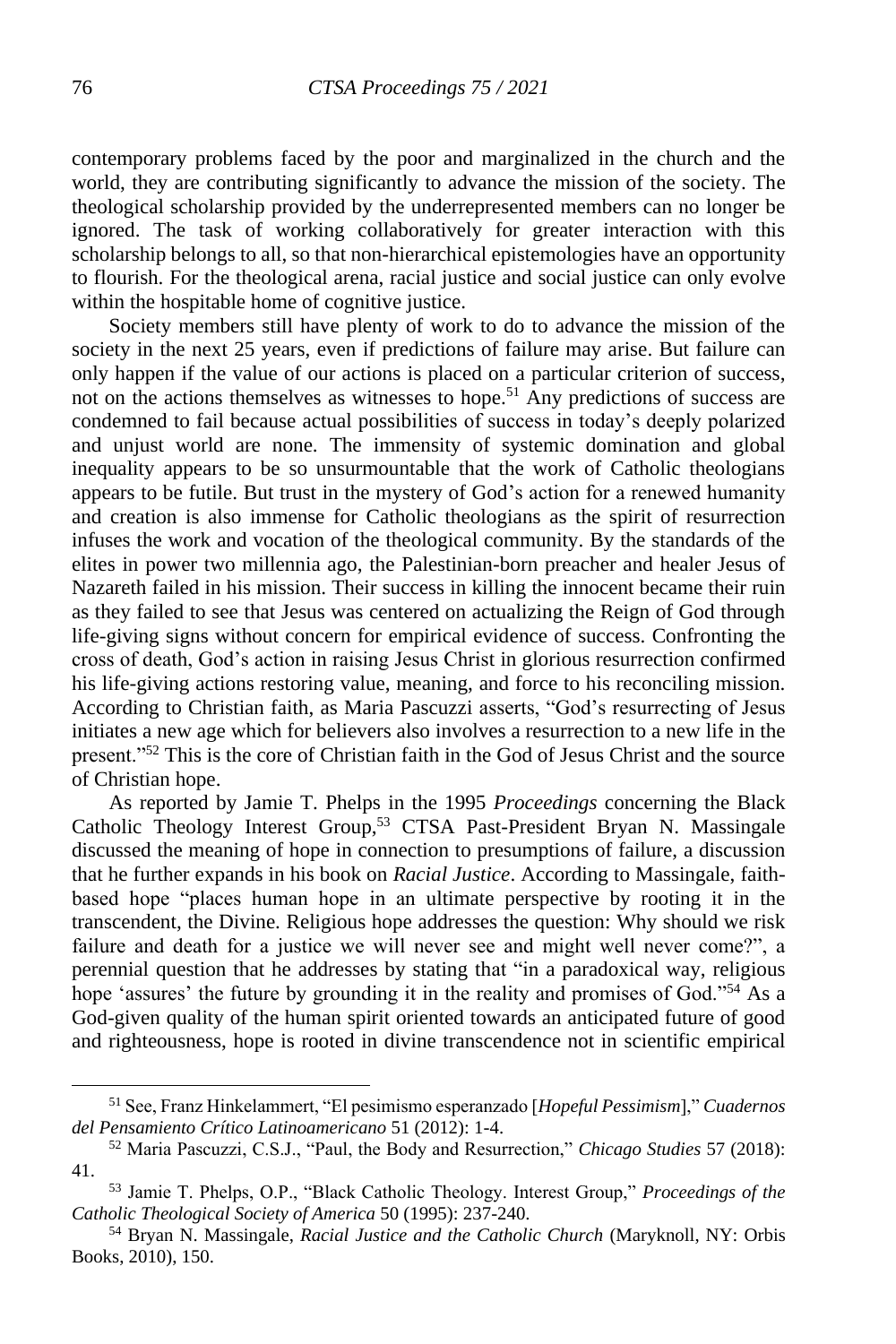contemporary problems faced by the poor and marginalized in the church and the world, they are contributing significantly to advance the mission of the society. The theological scholarship provided by the underrepresented members can no longer be ignored. The task of working collaboratively for greater interaction with this scholarship belongs to all, so that non-hierarchical epistemologies have an opportunity to flourish. For the theological arena, racial justice and social justice can only evolve within the hospitable home of cognitive justice.

Society members still have plenty of work to do to advance the mission of the society in the next 25 years, even if predictions of failure may arise. But failure can only happen if the value of our actions is placed on a particular criterion of success, not on the actions themselves as witnesses to hope.[51] Any predictions of success are condemned to fail because actual possibilities of success in today's deeply polarized and unjust world are none. The immensity of systemic domination and global inequality appears to be so unsurmountable that the work of Catholic theologians appears to be futile. But trust in the mystery of God's action for a renewed humanity and creation is also immense for Catholic theologians as the spirit of resurrection infuses the work and vocation of the theological community. By the standards of the elites in power two millennia ago, the Palestinian-born preacher and healer Jesus of Nazareth failed in his mission. Their success in killing the innocent became their ruin as they failed to see that Jesus was centered on actualizing the Reign of God through life-giving signs without concern for empirical evidence of success. Confronting the cross of death, God's action in raising Jesus Christ in glorious resurrection confirmed his life-giving actions restoring value, meaning, and force to his reconciling mission. According to Christian faith, as Maria Pascuzzi asserts, "God's resurrecting of Jesus initiates a new age which for believers also involves a resurrection to a new life in the present."[52] This is the core of Christian faith in the God of Jesus Christ and the source of Christian hope.

As reported by Jamie T. Phelps in the 1995 *Proceedings* concerning the Black Catholic Theology Interest Group,[53] CTSA Past-President Bryan N. Massingale discussed the meaning of hope in connection to presumptions of failure, a discussion that he further expands in his book on *Racial Justice*. According to Massingale, faith-based hope "places human hope in an ultimate perspective by rooting it in the transcendent, the Divine. Religious hope addresses the question: Why should we risk failure and death for a justice we will never see and might well never come?", a perennial question that he addresses by stating that "in a paradoxical way, religious hope 'assures' the future by grounding it in the reality and promises of God."[54] As a God-given quality of the human spirit oriented towards an anticipated future of good and righteousness, hope is rooted in divine transcendence not in scientific empirical

---

[51] See, Franz Hinkelammert, "El pesimismo esperanzado [*Hopeful Pessimism*]," *Cuadernos del Pensamiento Crítico Latinoamericano* 51 (2012): 1-4.

[52] Maria Pascuzzi, C.S.J., "Paul, the Body and Resurrection," *Chicago Studies* 57 (2018): 41.

[53] Jamie T. Phelps, O.P., "Black Catholic Theology. Interest Group," *Proceedings of the Catholic Theological Society of America* 50 (1995): 237-240.

[54] Bryan N. Massingale, *Racial Justice and the Catholic Church* (Maryknoll, NY: Orbis Books, 2010), 150.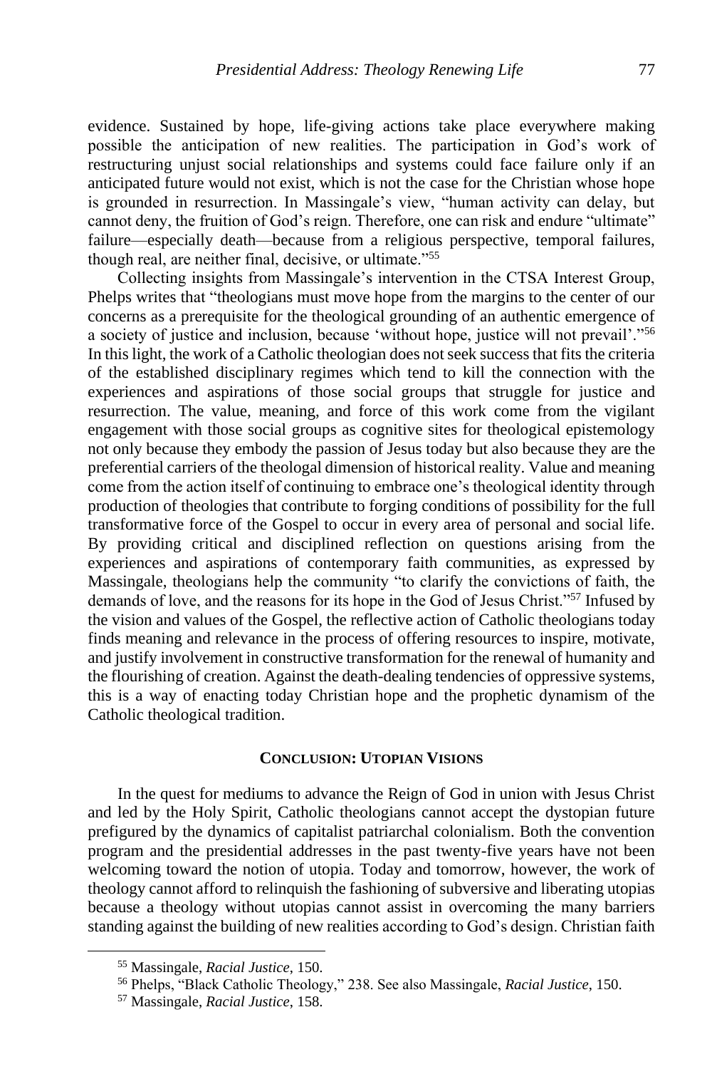evidence. Sustained by hope, life-giving actions take place everywhere making possible the anticipation of new realities. The participation in God's work of restructuring unjust social relationships and systems could face failure only if an anticipated future would not exist, which is not the case for the Christian whose hope is grounded in resurrection. In Massingale's view, "human activity can delay, but cannot deny, the fruition of God's reign. Therefore, one can risk and endure "ultimate" failure—especially death—because from a religious perspective, temporal failures, though real, are neither final, decisive, or ultimate."[55]

Collecting insights from Massingale's intervention in the CTSA Interest Group, Phelps writes that "theologians must move hope from the margins to the center of our concerns as a prerequisite for the theological grounding of an authentic emergence of a society of justice and inclusion, because 'without hope, justice will not prevail'."[56] In this light, the work of a Catholic theologian does not seek success that fits the criteria of the established disciplinary regimes which tend to kill the connection with the experiences and aspirations of those social groups that struggle for justice and resurrection. The value, meaning, and force of this work come from the vigilant engagement with those social groups as cognitive sites for theological epistemology not only because they embody the passion of Jesus today but also because they are the preferential carriers of the theologal dimension of historical reality. Value and meaning come from the action itself of continuing to embrace one's theological identity through production of theologies that contribute to forging conditions of possibility for the full transformative force of the Gospel to occur in every area of personal and social life. By providing critical and disciplined reflection on questions arising from the experiences and aspirations of contemporary faith communities, as expressed by Massingale, theologians help the community "to clarify the convictions of faith, the demands of love, and the reasons for its hope in the God of Jesus Christ."[57] Infused by the vision and values of the Gospel, the reflective action of Catholic theologians today finds meaning and relevance in the process of offering resources to inspire, motivate, and justify involvement in constructive transformation for the renewal of humanity and the flourishing of creation. Against the death-dealing tendencies of oppressive systems, this is a way of enacting today Christian hope and the prophetic dynamism of the Catholic theological tradition.

## CONCLUSION: UTOPIAN VISIONS

In the quest for mediums to advance the Reign of God in union with Jesus Christ and led by the Holy Spirit, Catholic theologians cannot accept the dystopian future prefigured by the dynamics of capitalist patriarchal colonialism. Both the convention program and the presidential addresses in the past twenty-five years have not been welcoming toward the notion of utopia. Today and tomorrow, however, the work of theology cannot afford to relinquish the fashioning of subversive and liberating utopias because a theology without utopias cannot assist in overcoming the many barriers standing against the building of new realities according to God's design. Christian faith

[55] Massingale, *Racial Justice*, 150.

[56] Phelps, "Black Catholic Theology," 238. See also Massingale, *Racial Justice*, 150.

[57] Massingale, *Racial Justice*, 158.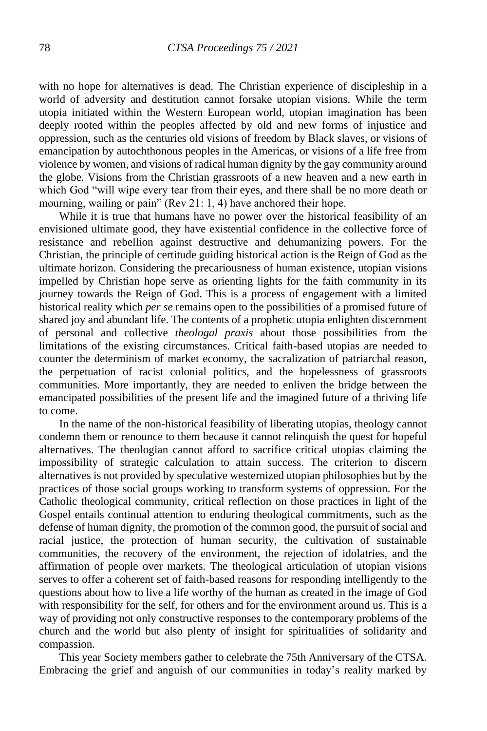with no hope for alternatives is dead. The Christian experience of discipleship in a world of adversity and destitution cannot forsake utopian visions. While the term utopia initiated within the Western European world, utopian imagination has been deeply rooted within the peoples affected by old and new forms of injustice and oppression, such as the centuries old visions of freedom by Black slaves, or visions of emancipation by autochthonous peoples in the Americas, or visions of a life free from violence by women, and visions of radical human dignity by the gay community around the globe. Visions from the Christian grassroots of a new heaven and a new earth in which God "will wipe every tear from their eyes, and there shall be no more death or mourning, wailing or pain" (Rev 21: 1, 4) have anchored their hope.

While it is true that humans have no power over the historical feasibility of an envisioned ultimate good, they have existential confidence in the collective force of resistance and rebellion against destructive and dehumanizing powers. For the Christian, the principle of certitude guiding historical action is the Reign of God as the ultimate horizon. Considering the precariousness of human existence, utopian visions impelled by Christian hope serve as orienting lights for the faith community in its journey towards the Reign of God. This is a process of engagement with a limited historical reality which *per se* remains open to the possibilities of a promised future of shared joy and abundant life. The contents of a prophetic utopia enlighten discernment of personal and collective *theologal praxis* about those possibilities from the limitations of the existing circumstances. Critical faith-based utopias are needed to counter the determinism of market economy, the sacralization of patriarchal reason, the perpetuation of racist colonial politics, and the hopelessness of grassroots communities. More importantly, they are needed to enliven the bridge between the emancipated possibilities of the present life and the imagined future of a thriving life to come.

In the name of the non-historical feasibility of liberating utopias, theology cannot condemn them or renounce to them because it cannot relinquish the quest for hopeful alternatives. The theologian cannot afford to sacrifice critical utopias claiming the impossibility of strategic calculation to attain success. The criterion to discern alternatives is not provided by speculative westernized utopian philosophies but by the practices of those social groups working to transform systems of oppression. For the Catholic theological community, critical reflection on those practices in light of the Gospel entails continual attention to enduring theological commitments, such as the defense of human dignity, the promotion of the common good, the pursuit of social and racial justice, the protection of human security, the cultivation of sustainable communities, the recovery of the environment, the rejection of idolatries, and the affirmation of people over markets. The theological articulation of utopian visions serves to offer a coherent set of faith-based reasons for responding intelligently to the questions about how to live a life worthy of the human as created in the image of God with responsibility for the self, for others and for the environment around us. This is a way of providing not only constructive responses to the contemporary problems of the church and the world but also plenty of insight for spiritualities of solidarity and compassion.

This year Society members gather to celebrate the 75th Anniversary of the CTSA. Embracing the grief and anguish of our communities in today's reality marked by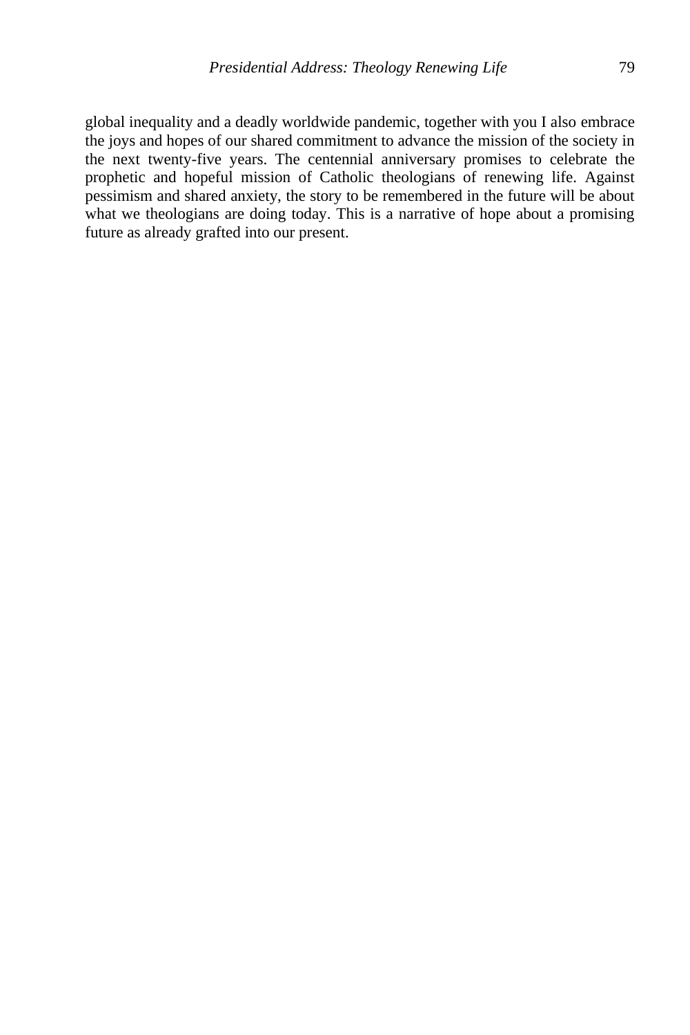global inequality and a deadly worldwide pandemic, together with you I also embrace the joys and hopes of our shared commitment to advance the mission of the society in the next twenty-five years. The centennial anniversary promises to celebrate the prophetic and hopeful mission of Catholic theologians of renewing life. Against pessimism and shared anxiety, the story to be remembered in the future will be about what we theologians are doing today. This is a narrative of hope about a promising future as already grafted into our present.